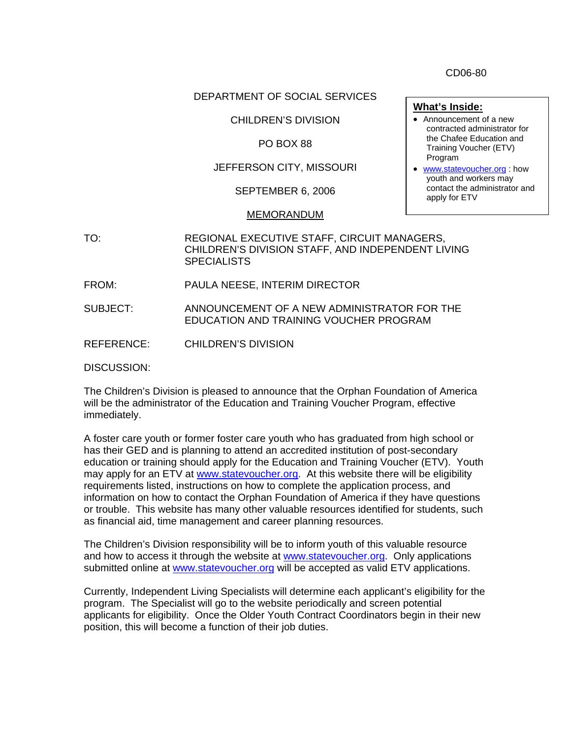CD06-80

DEPARTMENT OF SOCIAL SERVICES

CHILDREN'S DIVISION

PO BOX 88

JEFFERSON CITY, MISSOURI

SEPTEMBER 6, 2006

**What's Inside:**

- Announcement of a new contracted administrator for the Chafee Education and Training Voucher (ETV) Program
- www.statevoucher.org : how youth and workers may contact the administrator and apply for ETV

MEMORANDUM

TO: REGIONAL EXECUTIVE STAFF, CIRCUIT MANAGERS, CHILDREN'S DIVISION STAFF, AND INDEPENDENT LIVING SPECIALISTS

FROM: PAULA NEESE, INTERIM DIRECTOR

SUBJECT: ANNOUNCEMENT OF A NEW ADMINISTRATOR FOR THE EDUCATION AND TRAINING VOUCHER PROGRAM

REFERENCE: CHILDREN'S DIVISION

DISCUSSION:

The Children's Division is pleased to announce that the Orphan Foundation of America will be the administrator of the Education and Training Voucher Program, effective immediately.

A foster care youth or former foster care youth who has graduated from high school or has their GED and is planning to attend an accredited institution of post-secondary education or training should apply for the Education and Training Voucher (ETV). Youth may apply for an ETV at www.statevoucher.org. At this website there will be eligibility requirements listed, instructions on how to complete the application process, and information on how to contact the Orphan Foundation of America if they have questions or trouble. This website has many other valuable resources identified for students, such as financial aid, time management and career planning resources.

The Children's Division responsibility will be to inform youth of this valuable resource and how to access it through the website at www.statevoucher.org. Only applications submitted online at www.statevoucher.org will be accepted as valid ETV applications.

Currently, Independent Living Specialists will determine each applicant's eligibility for the program. The Specialist will go to the website periodically and screen potential applicants for eligibility. Once the Older Youth Contract Coordinators begin in their new position, this will become a function of their job duties.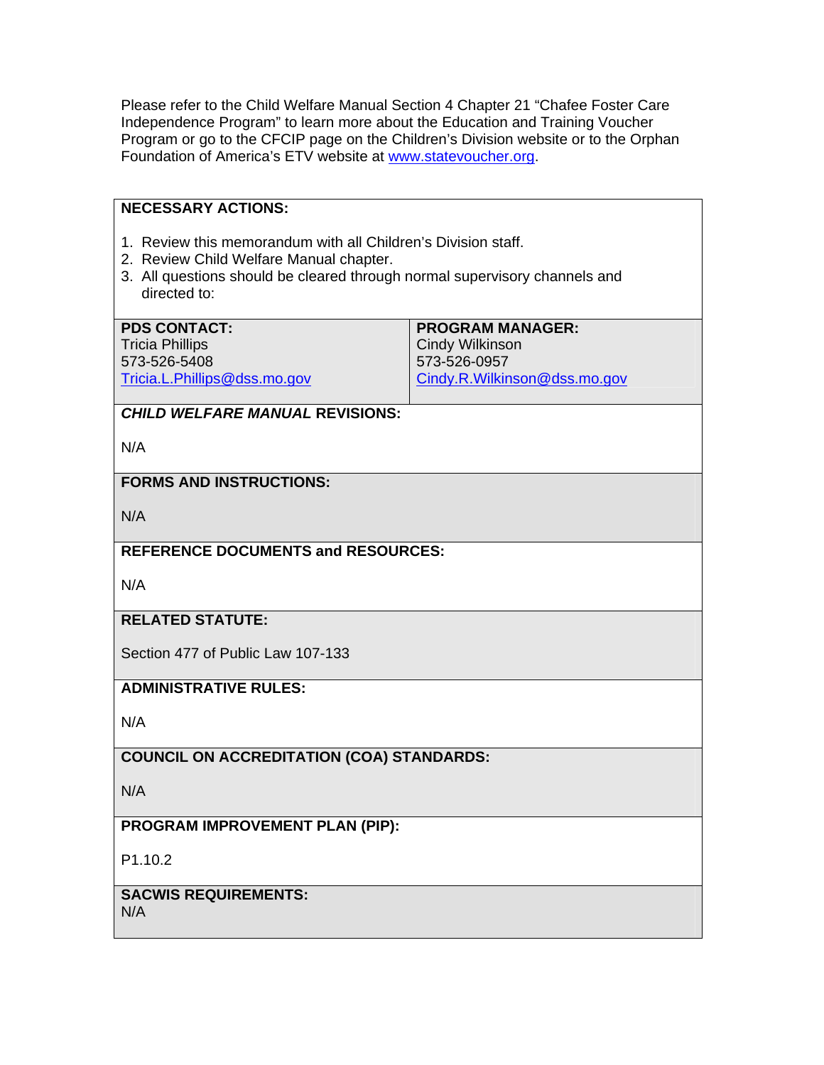Please refer to the Child Welfare Manual Section 4 Chapter 21 "Chafee Foster Care Independence Program" to learn more about the Education and Training Voucher Program or go to the CFCIP page on the Children's Division website or to the Orphan Foundation of America's ETV website at www.statevoucher.org.

**NECESSARY ACTIONS:**

1. Review this memorandum with all Children's Division staff.
2. Review Child Welfare Manual chapter.
3. All questions should be cleared through normal supervisory channels and directed to:

| **PDS CONTACT:** | **PROGRAM MANAGER:** |
|---|---|
| Tricia Phillips<br>573-526-5408<br>Tricia.L.Phillips@dss.mo.gov | Cindy Wilkinson<br>573-526-0957<br>Cindy.R.Wilkinson@dss.mo.gov |

***CHILD WELFARE MANUAL* REVISIONS:**

N/A

**FORMS AND INSTRUCTIONS:**

N/A

**REFERENCE DOCUMENTS and RESOURCES:**

N/A

**RELATED STATUTE:**

Section 477 of Public Law 107-133

**ADMINISTRATIVE RULES:**

N/A

**COUNCIL ON ACCREDITATION (COA) STANDARDS:**

N/A

**PROGRAM IMPROVEMENT PLAN (PIP):**

P1.10.2

**SACWIS REQUIREMENTS:**

N/A